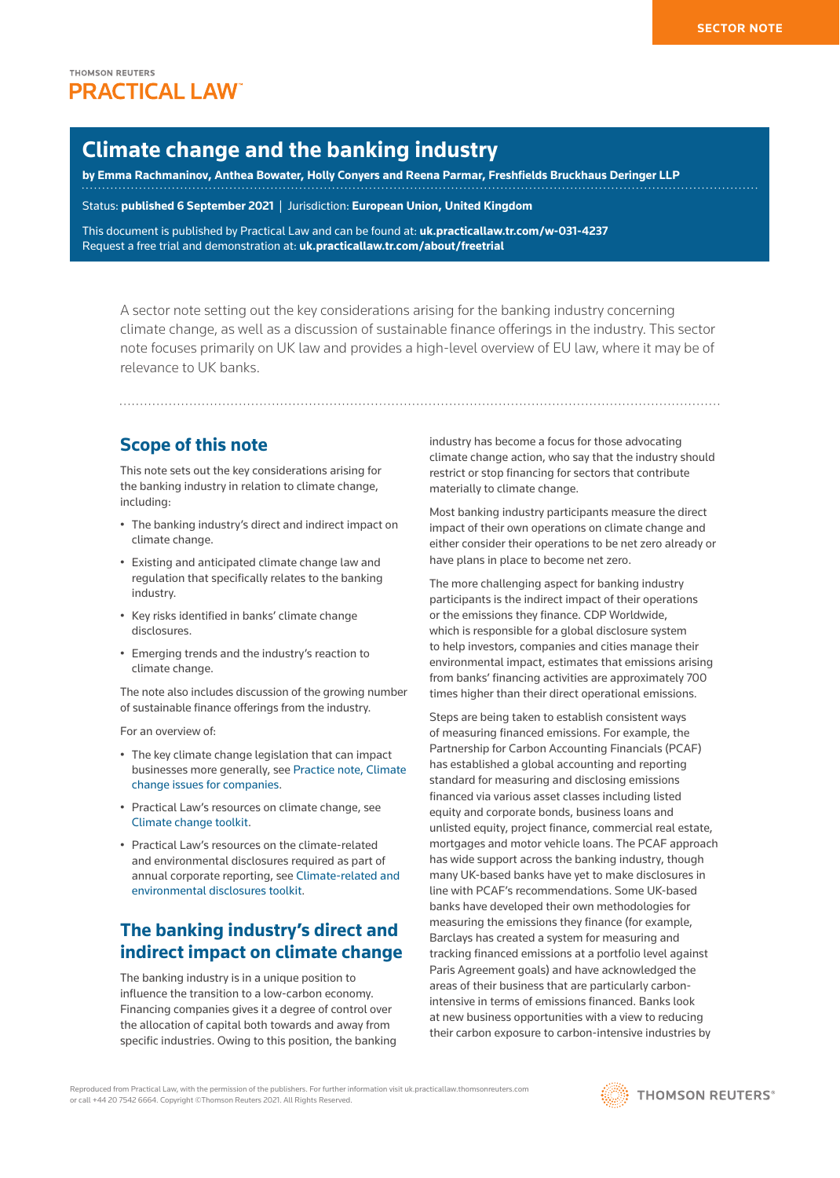SECTOR NOTE

THOMSON REUTERS
PRACTICAL LAW

# Climate change and the banking industry

**by Emma Rachmaninov, Anthea Bowater, Holly Conyers and Reena Parmar, Freshfields Bruckhaus Deringer LLP**

Status: **published 6 September 2021** | Jurisdiction: **European Union, United Kingdom**

This document is published by Practical Law and can be found at: **uk.practicallaw.tr.com/w-031-4237**
Request a free trial and demonstration at: **uk.practicallaw.tr.com/about/freetrial**

A sector note setting out the key considerations arising for the banking industry concerning climate change, as well as a discussion of sustainable finance offerings in the industry. This sector note focuses primarily on UK law and provides a high-level overview of EU law, where it may be of relevance to UK banks.

## Scope of this note

This note sets out the key considerations arising for the banking industry in relation to climate change, including:

- The banking industry's direct and indirect impact on climate change.
- Existing and anticipated climate change law and regulation that specifically relates to the banking industry.
- Key risks identified in banks' climate change disclosures.
- Emerging trends and the industry's reaction to climate change.

The note also includes discussion of the growing number of sustainable finance offerings from the industry.

For an overview of:

- The key climate change legislation that can impact businesses more generally, see Practice note, Climate change issues for companies.
- Practical Law's resources on climate change, see Climate change toolkit.
- Practical Law's resources on the climate-related and environmental disclosures required as part of annual corporate reporting, see Climate-related and environmental disclosures toolkit.

## The banking industry's direct and indirect impact on climate change

The banking industry is in a unique position to influence the transition to a low-carbon economy. Financing companies gives it a degree of control over the allocation of capital both towards and away from specific industries. Owing to this position, the banking industry has become a focus for those advocating climate change action, who say that the industry should restrict or stop financing for sectors that contribute materially to climate change.

Most banking industry participants measure the direct impact of their own operations on climate change and either consider their operations to be net zero already or have plans in place to become net zero.

The more challenging aspect for banking industry participants is the indirect impact of their operations or the emissions they finance. CDP Worldwide, which is responsible for a global disclosure system to help investors, companies and cities manage their environmental impact, estimates that emissions arising from banks' financing activities are approximately 700 times higher than their direct operational emissions.

Steps are being taken to establish consistent ways of measuring financed emissions. For example, the Partnership for Carbon Accounting Financials (PCAF) has established a global accounting and reporting standard for measuring and disclosing emissions financed via various asset classes including listed equity and corporate bonds, business loans and unlisted equity, project finance, commercial real estate, mortgages and motor vehicle loans. The PCAF approach has wide support across the banking industry, though many UK-based banks have yet to make disclosures in line with PCAF's recommendations. Some UK-based banks have developed their own methodologies for measuring the emissions they finance (for example, Barclays has created a system for measuring and tracking financed emissions at a portfolio level against Paris Agreement goals) and have acknowledged the areas of their business that are particularly carbon-intensive in terms of emissions financed. Banks look at new business opportunities with a view to reducing their carbon exposure to carbon-intensive industries by

Reproduced from Practical Law, with the permission of the publishers. For further information visit uk.practicallaw.thomsonreuters.com or call +44 20 7542 6664. Copyright ©Thomson Reuters 2021. All Rights Reserved.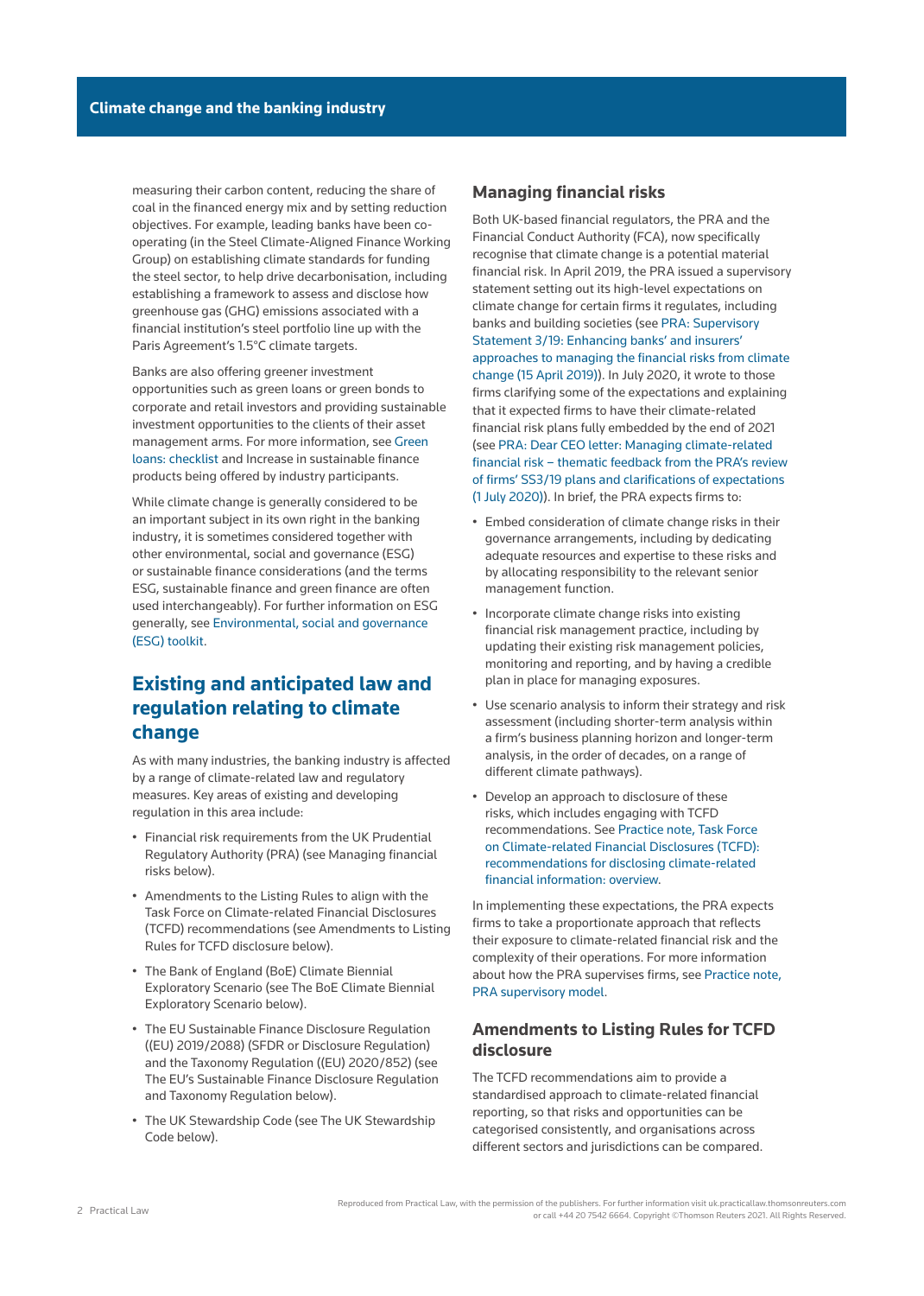measuring their carbon content, reducing the share of coal in the financed energy mix and by setting reduction objectives. For example, leading banks have been co-operating (in the Steel Climate-Aligned Finance Working Group) on establishing climate standards for funding the steel sector, to help drive decarbonisation, including establishing a framework to assess and disclose how greenhouse gas (GHG) emissions associated with a financial institution's steel portfolio line up with the Paris Agreement's 1.5°C climate targets.

Banks are also offering greener investment opportunities such as green loans or green bonds to corporate and retail investors and providing sustainable investment opportunities to the clients of their asset management arms. For more information, see Green loans: checklist and Increase in sustainable finance products being offered by industry participants.

While climate change is generally considered to be an important subject in its own right in the banking industry, it is sometimes considered together with other environmental, social and governance (ESG) or sustainable finance considerations (and the terms ESG, sustainable finance and green finance are often used interchangeably). For further information on ESG generally, see Environmental, social and governance (ESG) toolkit.

## Existing and anticipated law and regulation relating to climate change

As with many industries, the banking industry is affected by a range of climate-related law and regulatory measures. Key areas of existing and developing regulation in this area include:

- Financial risk requirements from the UK Prudential Regulatory Authority (PRA) (see Managing financial risks below).
- Amendments to the Listing Rules to align with the Task Force on Climate-related Financial Disclosures (TCFD) recommendations (see Amendments to Listing Rules for TCFD disclosure below).
- The Bank of England (BoE) Climate Biennial Exploratory Scenario (see The BoE Climate Biennial Exploratory Scenario below).
- The EU Sustainable Finance Disclosure Regulation ((EU) 2019/2088) (SFDR or Disclosure Regulation) and the Taxonomy Regulation ((EU) 2020/852) (see The EU's Sustainable Finance Disclosure Regulation and Taxonomy Regulation below).
- The UK Stewardship Code (see The UK Stewardship Code below).

### Managing financial risks

Both UK-based financial regulators, the PRA and the Financial Conduct Authority (FCA), now specifically recognise that climate change is a potential material financial risk. In April 2019, the PRA issued a supervisory statement setting out its high-level expectations on climate change for certain firms it regulates, including banks and building societies (see PRA: Supervisory Statement 3/19: Enhancing banks' and insurers' approaches to managing the financial risks from climate change (15 April 2019)). In July 2020, it wrote to those firms clarifying some of the expectations and explaining that it expected firms to have their climate-related financial risk plans fully embedded by the end of 2021 (see PRA: Dear CEO letter: Managing climate-related financial risk – thematic feedback from the PRA's review of firms' SS3/19 plans and clarifications of expectations (1 July 2020)). In brief, the PRA expects firms to:

- Embed consideration of climate change risks in their governance arrangements, including by dedicating adequate resources and expertise to these risks and by allocating responsibility to the relevant senior management function.
- Incorporate climate change risks into existing financial risk management practice, including by updating their existing risk management policies, monitoring and reporting, and by having a credible plan in place for managing exposures.
- Use scenario analysis to inform their strategy and risk assessment (including shorter-term analysis within a firm's business planning horizon and longer-term analysis, in the order of decades, on a range of different climate pathways).
- Develop an approach to disclosure of these risks, which includes engaging with TCFD recommendations. See Practice note, Task Force on Climate-related Financial Disclosures (TCFD): recommendations for disclosing climate-related financial information: overview.

In implementing these expectations, the PRA expects firms to take a proportionate approach that reflects their exposure to climate-related financial risk and the complexity of their operations. For more information about how the PRA supervises firms, see Practice note, PRA supervisory model.

### Amendments to Listing Rules for TCFD disclosure

The TCFD recommendations aim to provide a standardised approach to climate-related financial reporting, so that risks and opportunities can be categorised consistently, and organisations across different sectors and jurisdictions can be compared.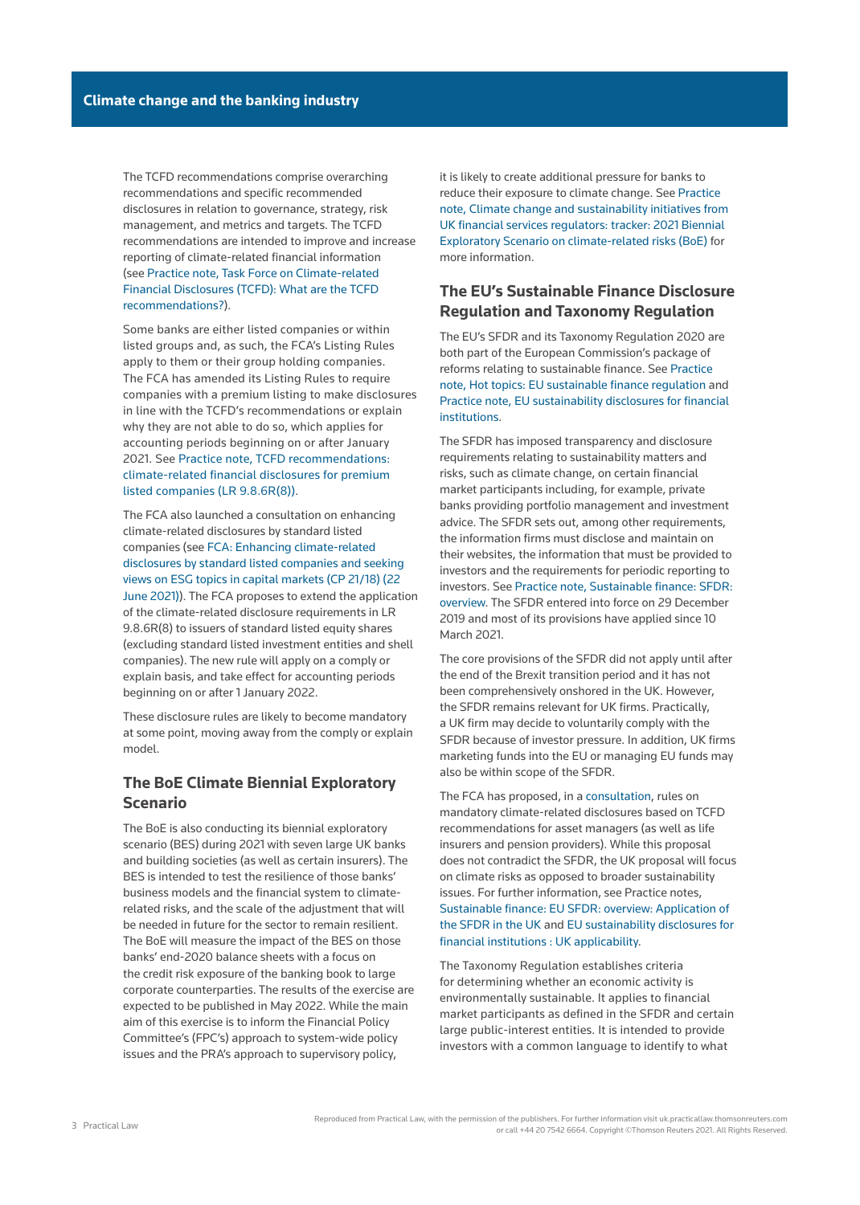The TCFD recommendations comprise overarching recommendations and specific recommended disclosures in relation to governance, strategy, risk management, and metrics and targets. The TCFD recommendations are intended to improve and increase reporting of climate-related financial information (see Practice note, Task Force on Climate-related Financial Disclosures (TCFD): What are the TCFD recommendations?).

Some banks are either listed companies or within listed groups and, as such, the FCA's Listing Rules apply to them or their group holding companies. The FCA has amended its Listing Rules to require companies with a premium listing to make disclosures in line with the TCFD's recommendations or explain why they are not able to do so, which applies for accounting periods beginning on or after January 2021. See Practice note, TCFD recommendations: climate-related financial disclosures for premium listed companies (LR 9.8.6R(8)).

The FCA also launched a consultation on enhancing climate-related disclosures by standard listed companies (see FCA: Enhancing climate-related disclosures by standard listed companies and seeking views on ESG topics in capital markets (CP 21/18) (22 June 2021)). The FCA proposes to extend the application of the climate-related disclosure requirements in LR 9.8.6R(8) to issuers of standard listed equity shares (excluding standard listed investment entities and shell companies). The new rule will apply on a comply or explain basis, and take effect for accounting periods beginning on or after 1 January 2022.

These disclosure rules are likely to become mandatory at some point, moving away from the comply or explain model.

## The BoE Climate Biennial Exploratory Scenario

The BoE is also conducting its biennial exploratory scenario (BES) during 2021 with seven large UK banks and building societies (as well as certain insurers). The BES is intended to test the resilience of those banks' business models and the financial system to climate-related risks, and the scale of the adjustment that will be needed in future for the sector to remain resilient. The BoE will measure the impact of the BES on those banks' end-2020 balance sheets with a focus on the credit risk exposure of the banking book to large corporate counterparties. The results of the exercise are expected to be published in May 2022. While the main aim of this exercise is to inform the Financial Policy Committee's (FPC's) approach to system-wide policy issues and the PRA's approach to supervisory policy, it is likely to create additional pressure for banks to reduce their exposure to climate change. See Practice note, Climate change and sustainability initiatives from UK financial services regulators: tracker: 2021 Biennial Exploratory Scenario on climate-related risks (BoE) for more information.

## The EU's Sustainable Finance Disclosure Regulation and Taxonomy Regulation

The EU's SFDR and its Taxonomy Regulation 2020 are both part of the European Commission's package of reforms relating to sustainable finance. See Practice note, Hot topics: EU sustainable finance regulation and Practice note, EU sustainability disclosures for financial institutions.

The SFDR has imposed transparency and disclosure requirements relating to sustainability matters and risks, such as climate change, on certain financial market participants including, for example, private banks providing portfolio management and investment advice. The SFDR sets out, among other requirements, the information firms must disclose and maintain on their websites, the information that must be provided to investors and the requirements for periodic reporting to investors. See Practice note, Sustainable finance: SFDR: overview. The SFDR entered into force on 29 December 2019 and most of its provisions have applied since 10 March 2021.

The core provisions of the SFDR did not apply until after the end of the Brexit transition period and it has not been comprehensively onshored in the UK. However, the SFDR remains relevant for UK firms. Practically, a UK firm may decide to voluntarily comply with the SFDR because of investor pressure. In addition, UK firms marketing funds into the EU or managing EU funds may also be within scope of the SFDR.

The FCA has proposed, in a consultation, rules on mandatory climate-related disclosures based on TCFD recommendations for asset managers (as well as life insurers and pension providers). While this proposal does not contradict the SFDR, the UK proposal will focus on climate risks as opposed to broader sustainability issues. For further information, see Practice notes, Sustainable finance: EU SFDR: overview: Application of the SFDR in the UK and EU sustainability disclosures for financial institutions : UK applicability.

The Taxonomy Regulation establishes criteria for determining whether an economic activity is environmentally sustainable. It applies to financial market participants as defined in the SFDR and certain large public-interest entities. It is intended to provide investors with a common language to identify to what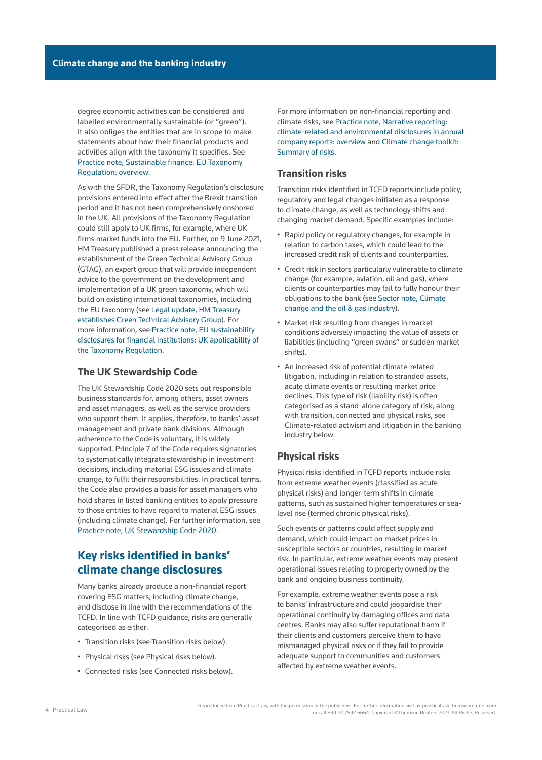degree economic activities can be considered and labelled environmentally sustainable (or "green"). It also obliges the entities that are in scope to make statements about how their financial products and activities align with the taxonomy it specifies. See Practice note, Sustainable finance: EU Taxonomy Regulation: overview.

As with the SFDR, the Taxonomy Regulation's disclosure provisions entered into effect after the Brexit transition period and it has not been comprehensively onshored in the UK. All provisions of the Taxonomy Regulation could still apply to UK firms, for example, where UK firms market funds into the EU. Further, on 9 June 2021, HM Treasury published a press release announcing the establishment of the Green Technical Advisory Group (GTAG), an expert group that will provide independent advice to the government on the development and implementation of a UK green taxonomy, which will build on existing international taxonomies, including the EU taxonomy (see Legal update, HM Treasury establishes Green Technical Advisory Group). For more information, see Practice note, EU sustainability disclosures for financial institutions: UK applicability of the Taxonomy Regulation.

### The UK Stewardship Code

The UK Stewardship Code 2020 sets out responsible business standards for, among others, asset owners and asset managers, as well as the service providers who support them. It applies, therefore, to banks' asset management and private bank divisions. Although adherence to the Code is voluntary, it is widely supported. Principle 7 of the Code requires signatories to systematically integrate stewardship in investment decisions, including material ESG issues and climate change, to fulfil their responsibilities. In practical terms, the Code also provides a basis for asset managers who hold shares in listed banking entities to apply pressure to those entities to have regard to material ESG issues (including climate change). For further information, see Practice note, UK Stewardship Code 2020.

## Key risks identified in banks' climate change disclosures

Many banks already produce a non-financial report covering ESG matters, including climate change, and disclose in line with the recommendations of the TCFD. In line with TCFD guidance, risks are generally categorised as either:

- Transition risks (see Transition risks below).
- Physical risks (see Physical risks below).
- Connected risks (see Connected risks below).

For more information on non-financial reporting and climate risks, see Practice note, Narrative reporting: climate-related and environmental disclosures in annual company reports: overview and Climate change toolkit: Summary of risks.

### Transition risks

Transition risks identified in TCFD reports include policy, regulatory and legal changes initiated as a response to climate change, as well as technology shifts and changing market demand. Specific examples include:

- Rapid policy or regulatory changes, for example in relation to carbon taxes, which could lead to the increased credit risk of clients and counterparties.
- Credit risk in sectors particularly vulnerable to climate change (for example, aviation, oil and gas), where clients or counterparties may fail to fully honour their obligations to the bank (see Sector note, Climate change and the oil & gas industry).
- Market risk resulting from changes in market conditions adversely impacting the value of assets or liabilities (including "green swans" or sudden market shifts).
- An increased risk of potential climate-related litigation, including in relation to stranded assets, acute climate events or resulting market price declines. This type of risk (liability risk) is often categorised as a stand-alone category of risk, along with transition, connected and physical risks, see Climate-related activism and litigation in the banking industry below.

### Physical risks

Physical risks identified in TCFD reports include risks from extreme weather events (classified as acute physical risks) and longer-term shifts in climate patterns, such as sustained higher temperatures or sea-level rise (termed chronic physical risks).

Such events or patterns could affect supply and demand, which could impact on market prices in susceptible sectors or countries, resulting in market risk. In particular, extreme weather events may present operational issues relating to property owned by the bank and ongoing business continuity.

For example, extreme weather events pose a risk to banks' infrastructure and could jeopardise their operational continuity by damaging offices and data centres. Banks may also suffer reputational harm if their clients and customers perceive them to have mismanaged physical risks or if they fail to provide adequate support to communities and customers affected by extreme weather events.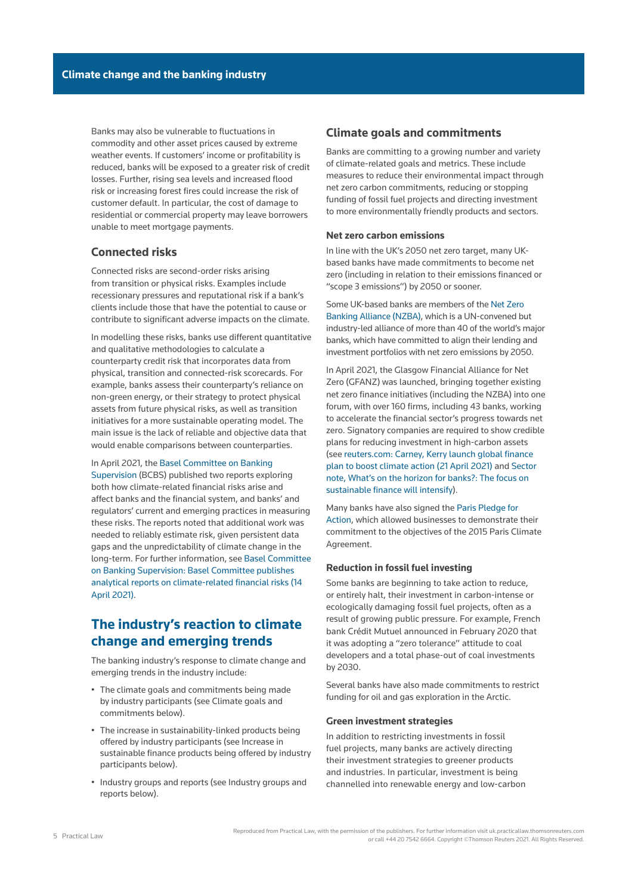Banks may also be vulnerable to fluctuations in commodity and other asset prices caused by extreme weather events. If customers' income or profitability is reduced, banks will be exposed to a greater risk of credit losses. Further, rising sea levels and increased flood risk or increasing forest fires could increase the risk of customer default. In particular, the cost of damage to residential or commercial property may leave borrowers unable to meet mortgage payments.

### Connected risks

Connected risks are second-order risks arising from transition or physical risks. Examples include recessionary pressures and reputational risk if a bank's clients include those that have the potential to cause or contribute to significant adverse impacts on the climate.

In modelling these risks, banks use different quantitative and qualitative methodologies to calculate a counterparty credit risk that incorporates data from physical, transition and connected-risk scorecards. For example, banks assess their counterparty's reliance on non-green energy, or their strategy to protect physical assets from future physical risks, as well as transition initiatives for a more sustainable operating model. The main issue is the lack of reliable and objective data that would enable comparisons between counterparties.

In April 2021, the Basel Committee on Banking Supervision (BCBS) published two reports exploring both how climate-related financial risks arise and affect banks and the financial system, and banks' and regulators' current and emerging practices in measuring these risks. The reports noted that additional work was needed to reliably estimate risk, given persistent data gaps and the unpredictability of climate change in the long-term. For further information, see Basel Committee on Banking Supervision: Basel Committee publishes analytical reports on climate-related financial risks (14 April 2021).

## The industry's reaction to climate change and emerging trends

The banking industry's response to climate change and emerging trends in the industry include:

- The climate goals and commitments being made by industry participants (see Climate goals and commitments below).
- The increase in sustainability-linked products being offered by industry participants (see Increase in sustainable finance products being offered by industry participants below).
- Industry groups and reports (see Industry groups and reports below).

### Climate goals and commitments

Banks are committing to a growing number and variety of climate-related goals and metrics. These include measures to reduce their environmental impact through net zero carbon commitments, reducing or stopping funding of fossil fuel projects and directing investment to more environmentally friendly products and sectors.

#### Net zero carbon emissions

In line with the UK's 2050 net zero target, many UK-based banks have made commitments to become net zero (including in relation to their emissions financed or "scope 3 emissions") by 2050 or sooner.

Some UK-based banks are members of the Net Zero Banking Alliance (NZBA), which is a UN-convened but industry-led alliance of more than 40 of the world's major banks, which have committed to align their lending and investment portfolios with net zero emissions by 2050.

In April 2021, the Glasgow Financial Alliance for Net Zero (GFANZ) was launched, bringing together existing net zero finance initiatives (including the NZBA) into one forum, with over 160 firms, including 43 banks, working to accelerate the financial sector's progress towards net zero. Signatory companies are required to show credible plans for reducing investment in high-carbon assets (see reuters.com: Carney, Kerry launch global finance plan to boost climate action (21 April 2021) and Sector note, What's on the horizon for banks?: The focus on sustainable finance will intensify).

Many banks have also signed the Paris Pledge for Action, which allowed businesses to demonstrate their commitment to the objectives of the 2015 Paris Climate Agreement.

#### Reduction in fossil fuel investing

Some banks are beginning to take action to reduce, or entirely halt, their investment in carbon-intense or ecologically damaging fossil fuel projects, often as a result of growing public pressure. For example, French bank Crédit Mutuel announced in February 2020 that it was adopting a "zero tolerance" attitude to coal developers and a total phase-out of coal investments by 2030.

Several banks have also made commitments to restrict funding for oil and gas exploration in the Arctic.

#### Green investment strategies

In addition to restricting investments in fossil fuel projects, many banks are actively directing their investment strategies to greener products and industries. In particular, investment is being channelled into renewable energy and low-carbon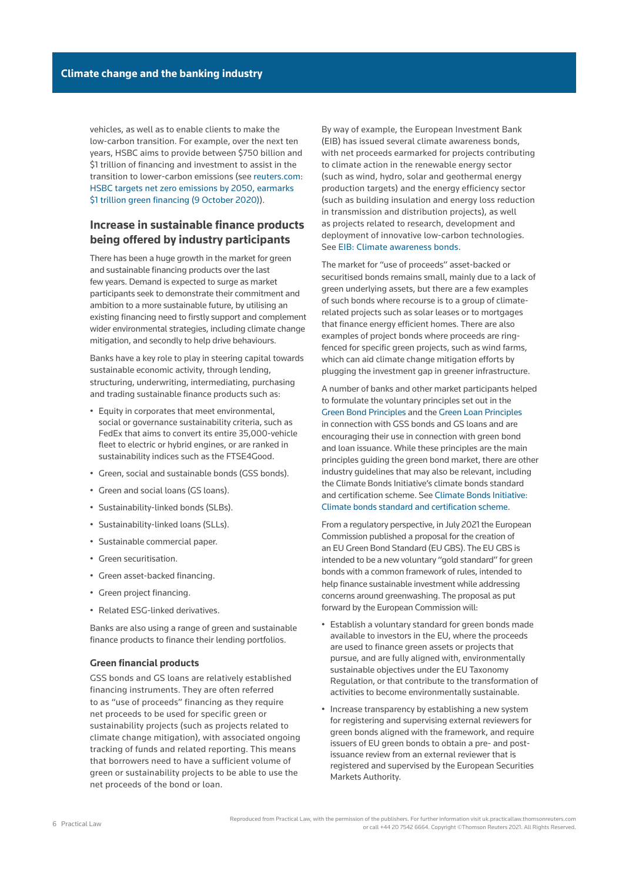vehicles, as well as to enable clients to make the low-carbon transition. For example, over the next ten years, HSBC aims to provide between $750 billion and $1 trillion of financing and investment to assist in the transition to lower-carbon emissions (see reuters.com: HSBC targets net zero emissions by 2050, earmarks $1 trillion green financing (9 October 2020)).

## Increase in sustainable finance products being offered by industry participants

There has been a huge growth in the market for green and sustainable financing products over the last few years. Demand is expected to surge as market participants seek to demonstrate their commitment and ambition to a more sustainable future, by utilising an existing financing need to firstly support and complement wider environmental strategies, including climate change mitigation, and secondly to help drive behaviours.

Banks have a key role to play in steering capital towards sustainable economic activity, through lending, structuring, underwriting, intermediating, purchasing and trading sustainable finance products such as:

- Equity in corporates that meet environmental, social or governance sustainability criteria, such as FedEx that aims to convert its entire 35,000-vehicle fleet to electric or hybrid engines, or are ranked in sustainability indices such as the FTSE4Good.
- Green, social and sustainable bonds (GSS bonds).
- Green and social loans (GS loans).
- Sustainability-linked bonds (SLBs).
- Sustainability-linked loans (SLLs).
- Sustainable commercial paper.
- Green securitisation.
- Green asset-backed financing.
- Green project financing.
- Related ESG-linked derivatives.

Banks are also using a range of green and sustainable finance products to finance their lending portfolios.

### Green financial products

GSS bonds and GS loans are relatively established financing instruments. They are often referred to as "use of proceeds" financing as they require net proceeds to be used for specific green or sustainability projects (such as projects related to climate change mitigation), with associated ongoing tracking of funds and related reporting. This means that borrowers need to have a sufficient volume of green or sustainability projects to be able to use the net proceeds of the bond or loan.

By way of example, the European Investment Bank (EIB) has issued several climate awareness bonds, with net proceeds earmarked for projects contributing to climate action in the renewable energy sector (such as wind, hydro, solar and geothermal energy production targets) and the energy efficiency sector (such as building insulation and energy loss reduction in transmission and distribution projects), as well as projects related to research, development and deployment of innovative low-carbon technologies. See EIB: Climate awareness bonds.

The market for "use of proceeds" asset-backed or securitised bonds remains small, mainly due to a lack of green underlying assets, but there are a few examples of such bonds where recourse is to a group of climate-related projects such as solar leases or to mortgages that finance energy efficient homes. There are also examples of project bonds where proceeds are ring-fenced for specific green projects, such as wind farms, which can aid climate change mitigation efforts by plugging the investment gap in greener infrastructure.

A number of banks and other market participants helped to formulate the voluntary principles set out in the Green Bond Principles and the Green Loan Principles in connection with GSS bonds and GS loans and are encouraging their use in connection with green bond and loan issuance. While these principles are the main principles guiding the green bond market, there are other industry guidelines that may also be relevant, including the Climate Bonds Initiative's climate bonds standard and certification scheme. See Climate Bonds Initiative: Climate bonds standard and certification scheme.

From a regulatory perspective, in July 2021 the European Commission published a proposal for the creation of an EU Green Bond Standard (EU GBS). The EU GBS is intended to be a new voluntary "gold standard" for green bonds with a common framework of rules, intended to help finance sustainable investment while addressing concerns around greenwashing. The proposal as put forward by the European Commission will:

- Establish a voluntary standard for green bonds made available to investors in the EU, where the proceeds are used to finance green assets or projects that pursue, and are fully aligned with, environmentally sustainable objectives under the EU Taxonomy Regulation, or that contribute to the transformation of activities to become environmentally sustainable.
- Increase transparency by establishing a new system for registering and supervising external reviewers for green bonds aligned with the framework, and require issuers of EU green bonds to obtain a pre- and post-issuance review from an external reviewer that is registered and supervised by the European Securities Markets Authority.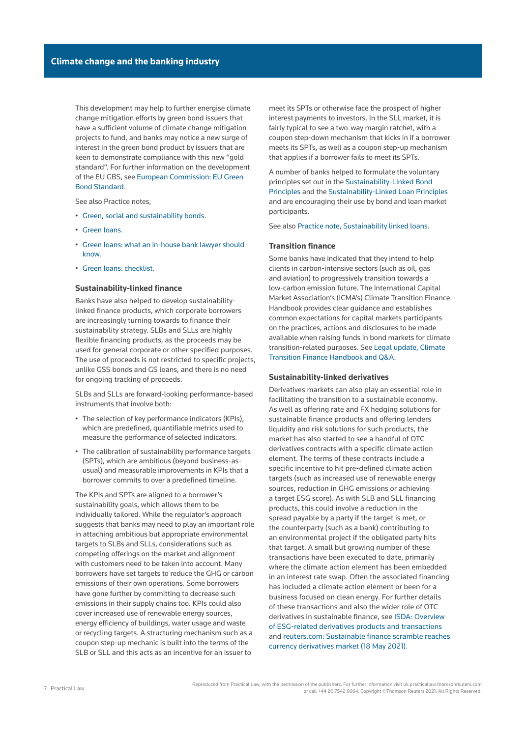This development may help to further energise climate change mitigation efforts by green bond issuers that have a sufficient volume of climate change mitigation projects to fund, and banks may notice a new surge of interest in the green bond product by issuers that are keen to demonstrate compliance with this new "gold standard". For further information on the development of the EU GBS, see European Commission: EU Green Bond Standard.

See also Practice notes,

- Green, social and sustainability bonds.
- Green loans.
- Green loans: what an in-house bank lawyer should know.
- Green loans: checklist.

### Sustainability-linked finance

Banks have also helped to develop sustainability-linked finance products, which corporate borrowers are increasingly turning towards to finance their sustainability strategy. SLBs and SLLs are highly flexible financing products, as the proceeds may be used for general corporate or other specified purposes. The use of proceeds is not restricted to specific projects, unlike GSS bonds and GS loans, and there is no need for ongoing tracking of proceeds.

SLBs and SLLs are forward-looking performance-based instruments that involve both:

- The selection of key performance indicators (KPIs), which are predefined, quantifiable metrics used to measure the performance of selected indicators.
- The calibration of sustainability performance targets (SPTs), which are ambitious (beyond business-as-usual) and measurable improvements in KPIs that a borrower commits to over a predefined timeline.

The KPIs and SPTs are aligned to a borrower's sustainability goals, which allows them to be individually tailored. While the regulator's approach suggests that banks may need to play an important role in attaching ambitious but appropriate environmental targets to SLBs and SLLs, considerations such as competing offerings on the market and alignment with customers need to be taken into account. Many borrowers have set targets to reduce the GHG or carbon emissions of their own operations. Some borrowers have gone further by committing to decrease such emissions in their supply chains too. KPIs could also cover increased use of renewable energy sources, energy efficiency of buildings, water usage and waste or recycling targets. A structuring mechanism such as a coupon step-up mechanic is built into the terms of the SLB or SLL and this acts as an incentive for an issuer to meet its SPTs or otherwise face the prospect of higher interest payments to investors. In the SLL market, it is fairly typical to see a two-way margin ratchet, with a coupon step-down mechanism that kicks in if a borrower meets its SPTs, as well as a coupon step-up mechanism that applies if a borrower fails to meet its SPTs.

A number of banks helped to formulate the voluntary principles set out in the Sustainability-Linked Bond Principles and the Sustainability-Linked Loan Principles and are encouraging their use by bond and loan market participants.

See also Practice note, Sustainability linked loans.

### Transition finance

Some banks have indicated that they intend to help clients in carbon-intensive sectors (such as oil, gas and aviation) to progressively transition towards a low-carbon emission future. The International Capital Market Association's (ICMA's) Climate Transition Finance Handbook provides clear guidance and establishes common expectations for capital markets participants on the practices, actions and disclosures to be made available when raising funds in bond markets for climate transition-related purposes. See Legal update, Climate Transition Finance Handbook and Q&A.

### Sustainability-linked derivatives

Derivatives markets can also play an essential role in facilitating the transition to a sustainable economy. As well as offering rate and FX hedging solutions for sustainable finance products and offering lenders liquidity and risk solutions for such products, the market has also started to see a handful of OTC derivatives contracts with a specific climate action element. The terms of these contracts include a specific incentive to hit pre-defined climate action targets (such as increased use of renewable energy sources, reduction in GHG emissions or achieving a target ESG score). As with SLB and SLL financing products, this could involve a reduction in the spread payable by a party if the target is met, or the counterparty (such as a bank) contributing to an environmental project if the obligated party hits that target. A small but growing number of these transactions have been executed to date, primarily where the climate action element has been embedded in an interest rate swap. Often the associated financing has included a climate action element or been for a business focused on clean energy. For further details of these transactions and also the wider role of OTC derivatives in sustainable finance, see ISDA: Overview of ESG-related derivatives products and transactions and reuters.com: Sustainable finance scramble reaches currency derivatives market (18 May 2021).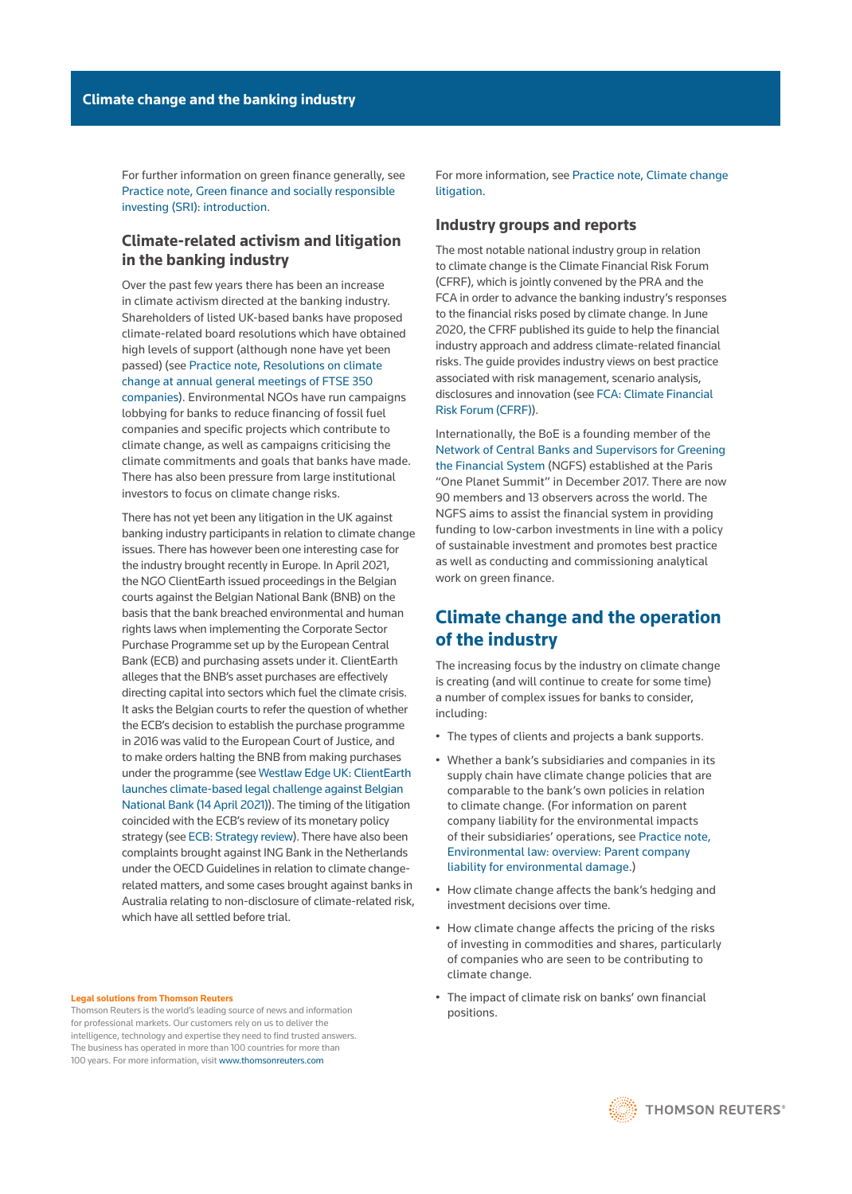For further information on green finance generally, see Practice note, Green finance and socially responsible investing (SRI): introduction.

## Climate-related activism and litigation in the banking industry

Over the past few years there has been an increase in climate activism directed at the banking industry. Shareholders of listed UK-based banks have proposed climate-related board resolutions which have obtained high levels of support (although none have yet been passed) (see Practice note, Resolutions on climate change at annual general meetings of FTSE 350 companies). Environmental NGOs have run campaigns lobbying for banks to reduce financing of fossil fuel companies and specific projects which contribute to climate change, as well as campaigns criticising the climate commitments and goals that banks have made. There has also been pressure from large institutional investors to focus on climate change risks.

There has not yet been any litigation in the UK against banking industry participants in relation to climate change issues. There has however been one interesting case for the industry brought recently in Europe. In April 2021, the NGO ClientEarth issued proceedings in the Belgian courts against the Belgian National Bank (BNB) on the basis that the bank breached environmental and human rights laws when implementing the Corporate Sector Purchase Programme set up by the European Central Bank (ECB) and purchasing assets under it. ClientEarth alleges that the BNB's asset purchases are effectively directing capital into sectors which fuel the climate crisis. It asks the Belgian courts to refer the question of whether the ECB's decision to establish the purchase programme in 2016 was valid to the European Court of Justice, and to make orders halting the BNB from making purchases under the programme (see Westlaw Edge UK: ClientEarth launches climate-based legal challenge against Belgian National Bank (14 April 2021)). The timing of the litigation coincided with the ECB's review of its monetary policy strategy (see ECB: Strategy review). There have also been complaints brought against ING Bank in the Netherlands under the OECD Guidelines in relation to climate change-related matters, and some cases brought against banks in Australia relating to non-disclosure of climate-related risk, which have all settled before trial.

For more information, see Practice note, Climate change litigation.

## Industry groups and reports

The most notable national industry group in relation to climate change is the Climate Financial Risk Forum (CFRF), which is jointly convened by the PRA and the FCA in order to advance the banking industry's responses to the financial risks posed by climate change. In June 2020, the CFRF published its guide to help the financial industry approach and address climate-related financial risks. The guide provides industry views on best practice associated with risk management, scenario analysis, disclosures and innovation (see FCA: Climate Financial Risk Forum (CFRF)).

Internationally, the BoE is a founding member of the Network of Central Banks and Supervisors for Greening the Financial System (NGFS) established at the Paris "One Planet Summit" in December 2017. There are now 90 members and 13 observers across the world. The NGFS aims to assist the financial system in providing funding to low-carbon investments in line with a policy of sustainable investment and promotes best practice as well as conducting and commissioning analytical work on green finance.

# Climate change and the operation of the industry

The increasing focus by the industry on climate change is creating (and will continue to create for some time) a number of complex issues for banks to consider, including:

- The types of clients and projects a bank supports.
- Whether a bank's subsidiaries and companies in its supply chain have climate change policies that are comparable to the bank's own policies in relation to climate change. (For information on parent company liability for the environmental impacts of their subsidiaries' operations, see Practice note, Environmental law: overview: Parent company liability for environmental damage.)
- How climate change affects the bank's hedging and investment decisions over time.
- How climate change affects the pricing of the risks of investing in commodities and shares, particularly of companies who are seen to be contributing to climate change.
- The impact of climate risk on banks' own financial positions.

**Legal solutions from Thomson Reuters**
Thomson Reuters is the world's leading source of news and information for professional markets. Our customers rely on us to deliver the intelligence, technology and expertise they need to find trusted answers. The business has operated in more than 100 countries for more than 100 years. For more information, visit www.thomsonreuters.com